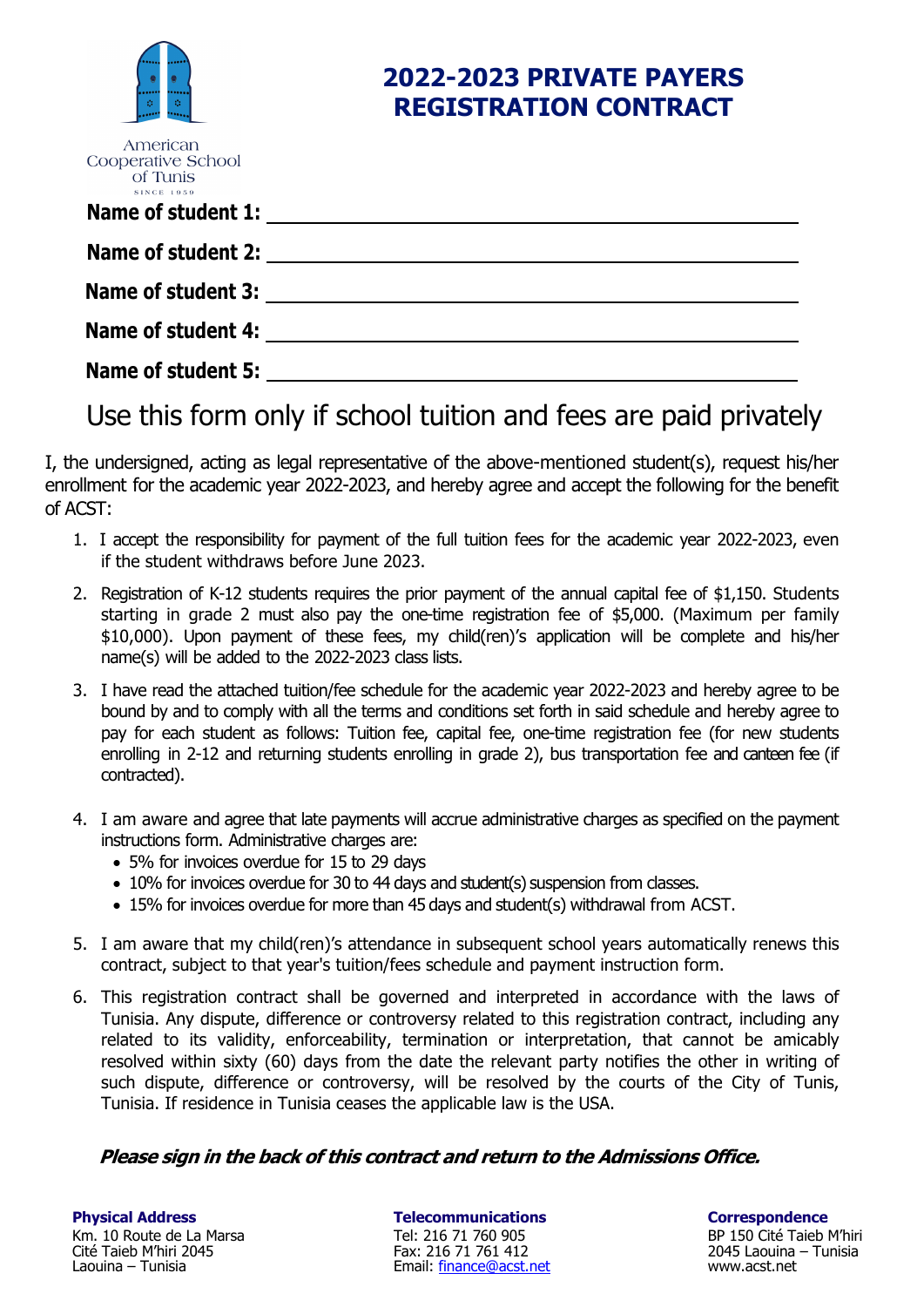American Cooperative School of Tunis
SINCE 1959

# 2022-2023 PRIVATE PAYERS REGISTRATION CONTRACT

**Name of student 1:** ______________________________

**Name of student 2:** ______________________________

**Name of student 3:** ______________________________

**Name of student 4:** ______________________________

**Name of student 5:** ______________________________

## Use this form only if school tuition and fees are paid privately

I, the undersigned, acting as legal representative of the above-mentioned student(s), request his/her enrollment for the academic year 2022-2023, and hereby agree and accept the following for the benefit of ACST:

1. I accept the responsibility for payment of the full tuition fees for the academic year 2022-2023, even if the student withdraws before June 2023.
2. Registration of K-12 students requires the prior payment of the annual capital fee of $1,150. Students starting in grade 2 must also pay the one-time registration fee of $5,000. (Maximum per family $10,000). Upon payment of these fees, my child(ren)'s application will be complete and his/her name(s) will be added to the 2022-2023 class lists.
3. I have read the attached tuition/fee schedule for the academic year 2022-2023 and hereby agree to be bound by and to comply with all the terms and conditions set forth in said schedule and hereby agree to pay for each student as follows: Tuition fee, capital fee, one-time registration fee (for new students enrolling in 2-12 and returning students enrolling in grade 2), bus transportation fee and canteen fee (if contracted).
4. I am aware and agree that late payments will accrue administrative charges as specified on the payment instructions form. Administrative charges are:
   - 5% for invoices overdue for 15 to 29 days
   - 10% for invoices overdue for 30 to 44 days and student(s) suspension from classes.
   - 15% for invoices overdue for more than 45 days and student(s) withdrawal from ACST.
5. I am aware that my child(ren)'s attendance in subsequent school years automatically renews this contract, subject to that year's tuition/fees schedule and payment instruction form.
6. This registration contract shall be governed and interpreted in accordance with the laws of Tunisia. Any dispute, difference or controversy related to this registration contract, including any related to its validity, enforceability, termination or interpretation, that cannot be amicably resolved within sixty (60) days from the date the relevant party notifies the other in writing of such dispute, difference or controversy, will be resolved by the courts of the City of Tunis, Tunisia. If residence in Tunisia ceases the applicable law is the USA.

***Please sign in the back of this contract and return to the Admissions Office.***

**Physical Address**
Km. 10 Route de La Marsa
Cité Taieb M'hiri 2045
Laouina – Tunisia

**Telecommunications**
Tel: 216 71 760 905
Fax: 216 71 761 412
Email: finance@acst.net

**Correspondence**
BP 150 Cité Taieb M'hiri
2045 Laouina – Tunisia
www.acst.net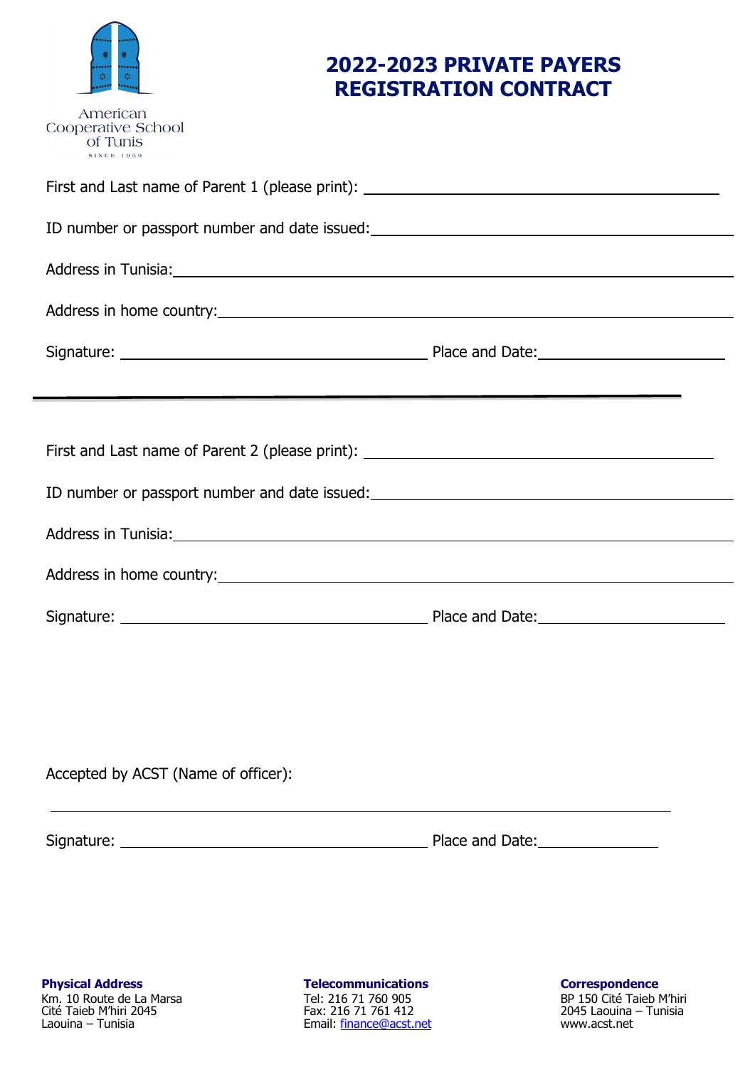American Cooperative School of Tunis

SINCE 1959

# 2022-2023 PRIVATE PAYERS REGISTRATION CONTRACT

First and Last name of Parent 1 (please print): ______________________________

ID number or passport number and date issued: ______________________________

Address in Tunisia: ______________________________

Address in home country: ______________________________

Signature: ______________________________ Place and Date: ______________________________

---

First and Last name of Parent 2 (please print): ______________________________

ID number or passport number and date issued: ______________________________

Address in Tunisia: ______________________________

Address in home country: ______________________________

Signature: ______________________________ Place and Date: ______________________________

Accepted by ACST (Name of officer):

______________________________

Signature: ______________________________ Place and Date: ______________________________

**Physical Address**
Km. 10 Route de La Marsa
Cité Taieb M'hiri 2045
Laouina – Tunisia

**Telecommunications**
Tel: 216 71 760 905
Fax: 216 71 761 412
Email: finance@acst.net

**Correspondence**
BP 150 Cité Taieb M'hiri
2045 Laouina – Tunisia
www.acst.net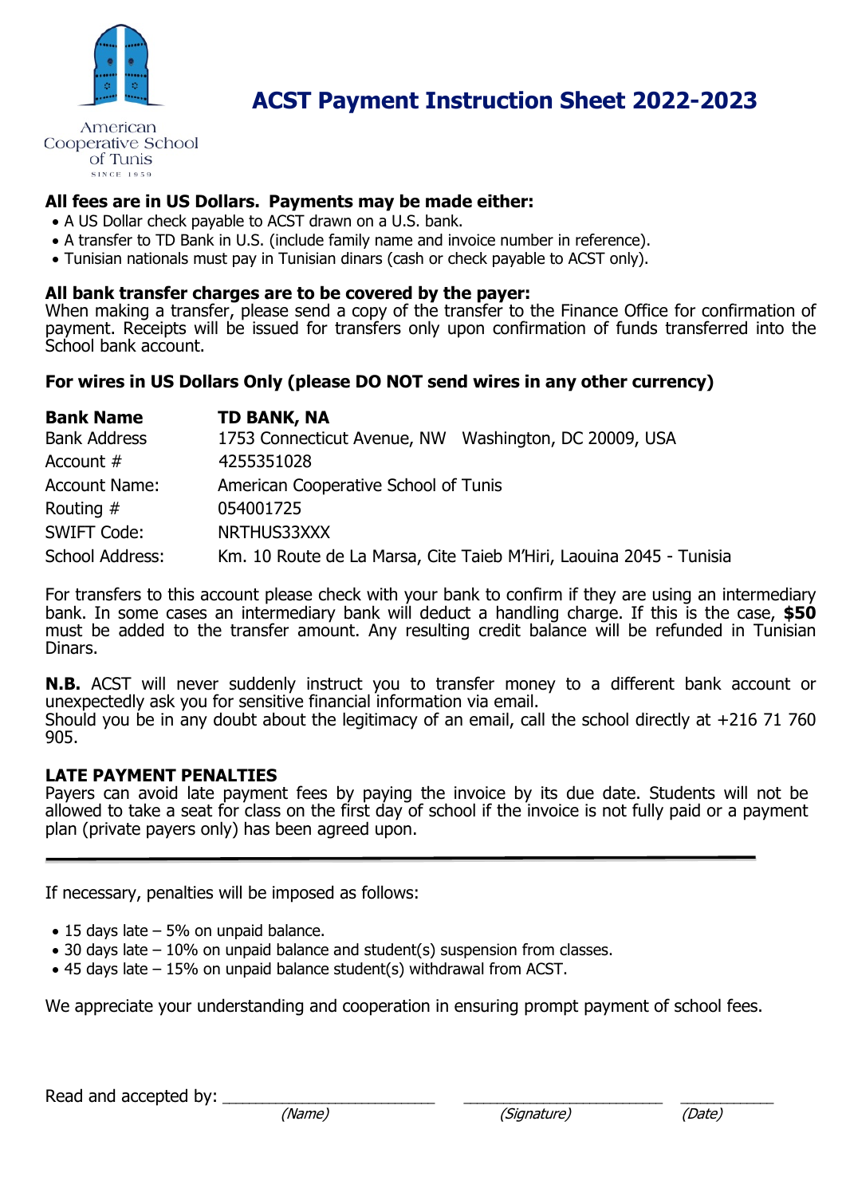American Cooperative School of Tunis
SINCE 1959

# ACST Payment Instruction Sheet 2022-2023

**All fees are in US Dollars. Payments may be made either:**

- A US Dollar check payable to ACST drawn on a U.S. bank.
- A transfer to TD Bank in U.S. (include family name and invoice number in reference).
- Tunisian nationals must pay in Tunisian dinars (cash or check payable to ACST only).

**All bank transfer charges are to be covered by the payer:**
When making a transfer, please send a copy of the transfer to the Finance Office for confirmation of payment. Receipts will be issued for transfers only upon confirmation of funds transferred into the School bank account.

**For wires in US Dollars Only (please DO NOT send wires in any other currency)**

| **Bank Name** | **TD BANK, NA** |
|---|---|
| Bank Address | 1753 Connecticut Avenue, NW Washington, DC 20009, USA |
| Account # | 4255351028 |
| Account Name: | American Cooperative School of Tunis |
| Routing # | 054001725 |
| SWIFT Code: | NRTHUS33XXX |
| School Address: | Km. 10 Route de La Marsa, Cite Taieb M'Hiri, Laouina 2045 - Tunisia |

For transfers to this account please check with your bank to confirm if they are using an intermediary bank. In some cases an intermediary bank will deduct a handling charge. If this is the case, **$50** must be added to the transfer amount. Any resulting credit balance will be refunded in Tunisian Dinars.

**N.B.** ACST will never suddenly instruct you to transfer money to a different bank account or unexpectedly ask you for sensitive financial information via email.
Should you be in any doubt about the legitimacy of an email, call the school directly at +216 71 760 905.

**LATE PAYMENT PENALTIES**
Payers can avoid late payment fees by paying the invoice by its due date. Students will not be allowed to take a seat for class on the first day of school if the invoice is not fully paid or a payment plan (private payers only) has been agreed upon.

---

If necessary, penalties will be imposed as follows:

- 15 days late – 5% on unpaid balance.
- 30 days late – 10% on unpaid balance and student(s) suspension from classes.
- 45 days late – 15% on unpaid balance student(s) withdrawal from ACST.

We appreciate your understanding and cooperation in ensuring prompt payment of school fees.

Read and accepted by: ______________________ ______________________ __________
*(Name)* *(Signature)* *(Date)*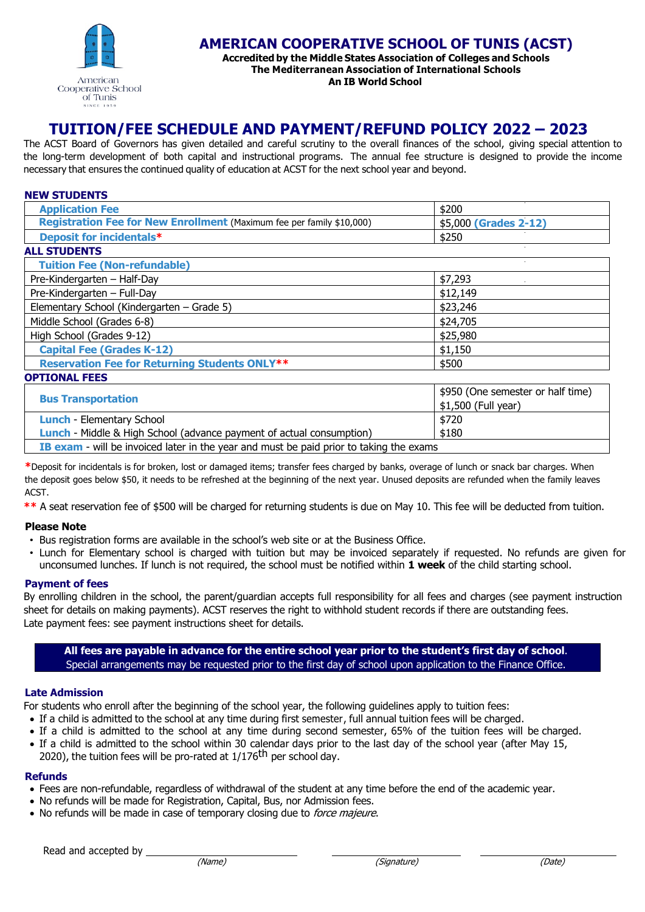# AMERICAN COOPERATIVE SCHOOL OF TUNIS (ACST)

**Accredited by the Middle States Association of Colleges and Schools**
**The Mediterranean Association of International Schools**
**An IB World School**

# TUITION/FEE SCHEDULE AND PAYMENT/REFUND POLICY 2022 – 2023

The ACST Board of Governors has given detailed and careful scrutiny to the overall finances of the school, giving special attention to the long-term development of both capital and instructional programs. The annual fee structure is designed to provide the income necessary that ensures the continued quality of education at ACST for the next school year and beyond.

| | |
|---|---|
| **NEW STUDENTS** | |
| **Application Fee** | $200 |
| **Registration Fee for New Enrollment** (Maximum fee per family $10,000) | $5,000 **(Grades 2-12)** |
| **Deposit for incidentals*** | $250 |
| **ALL STUDENTS** | |
| **Tuition Fee (Non-refundable)** | |
| Pre-Kindergarten – Half-Day | $7,293 |
| Pre-Kindergarten – Full-Day | $12,149 |
| Elementary School (Kindergarten – Grade 5) | $23,246 |
| Middle School (Grades 6-8) | $24,705 |
| High School (Grades 9-12) | $25,980 |
| **Capital Fee (Grades K-12)** | $1,150 |
| **Reservation Fee for Returning Students ONLY**** | $500 |
| **OPTIONAL FEES** | |
| **Bus Transportation** | $950 (One semester or half time)<br>$1,500 (Full year) |
| **Lunch** - Elementary School | $720 |
| **Lunch** - Middle & High School (advance payment of actual consumption) | $180 |
| **IB exam** - will be invoiced later in the year and must be paid prior to taking the exams | |

*Deposit for incidentals is for broken, lost or damaged items; transfer fees charged by banks, overage of lunch or snack bar charges. When the deposit goes below $50, it needs to be refreshed at the beginning of the next year. Unused deposits are refunded when the family leaves ACST.

** A seat reservation fee of $500 will be charged for returning students is due on May 10. This fee will be deducted from tuition.

### Please Note

- Bus registration forms are available in the school's web site or at the Business Office.
- Lunch for Elementary school is charged with tuition but may be invoiced separately if requested. No refunds are given for unconsumed lunches. If lunch is not required, the school must be notified within **1 week** of the child starting school.

### Payment of fees

By enrolling children in the school, the parent/guardian accepts full responsibility for all fees and charges (see payment instruction sheet for details on making payments). ACST reserves the right to withhold student records if there are outstanding fees.
Late payment fees: see payment instructions sheet for details.

**All fees are payable in advance for the entire school year prior to the student's first day of school.**
Special arrangements may be requested prior to the first day of school upon application to the Finance Office.

### Late Admission

For students who enroll after the beginning of the school year, the following guidelines apply to tuition fees:

- If a child is admitted to the school at any time during first semester, full annual tuition fees will be charged.
- If a child is admitted to the school at any time during second semester, 65% of the tuition fees will be charged.
- If a child is admitted to the school within 30 calendar days prior to the last day of the school year (after May 15, 2020), the tuition fees will be pro-rated at 1/176th per school day.

### Refunds

- Fees are non-refundable, regardless of withdrawal of the student at any time before the end of the academic year.
- No refunds will be made for Registration, Capital, Bus, nor Admission fees.
- No refunds will be made in case of temporary closing due to *force majeure*.

Read and accepted by ______________________ ______________________ ______________________
*(Name)* *(Signature)* *(Date)*